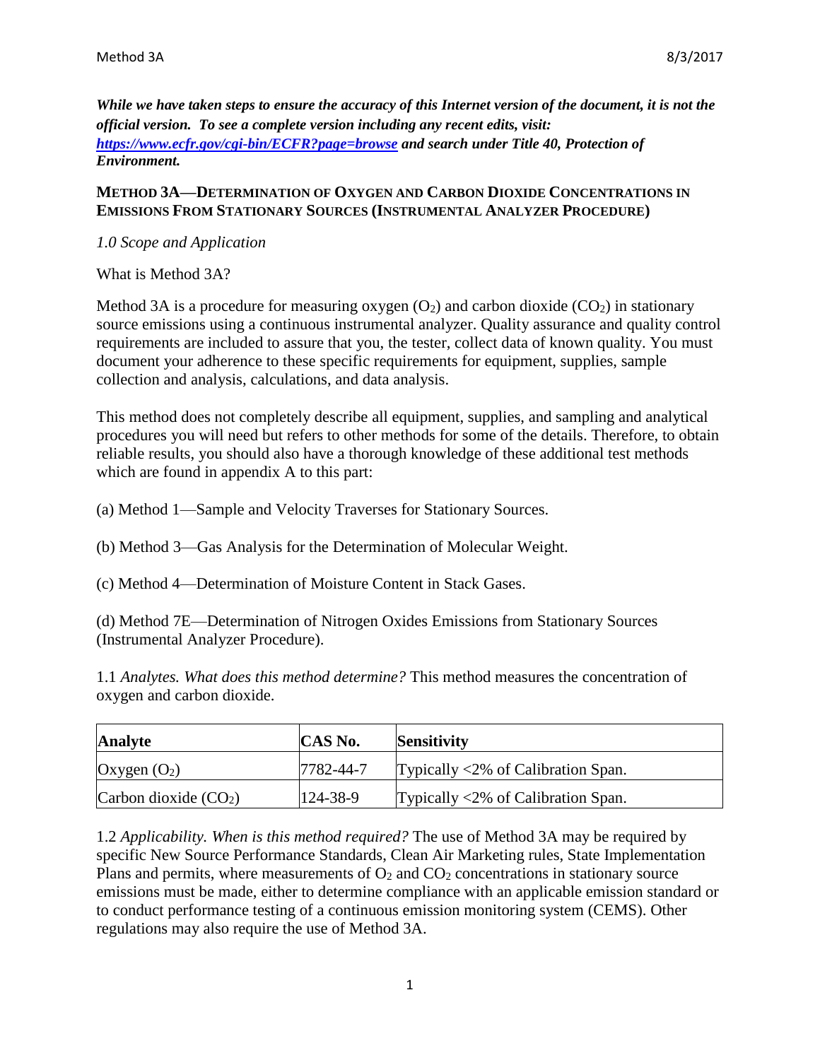***While we have taken steps to ensure the accuracy of this Internet version of the document, it is not the official version. To see a complete version including any recent edits, visit: [https://www.ecfr.gov/cgi-bin/ECFR?page=browse](https://www.ecfr.gov/cgi-bin/ECFR?page=browse) and search under Title 40, Protection of Environment.***

# METHOD 3A—DETERMINATION OF OXYGEN AND CARBON DIOXIDE CONCENTRATIONS IN EMISSIONS FROM STATIONARY SOURCES (INSTRUMENTAL ANALYZER PROCEDURE)

## *1.0 Scope and Application*

What is Method 3A?

Method 3A is a procedure for measuring oxygen ($O_2$) and carbon dioxide ($CO_2$) in stationary source emissions using a continuous instrumental analyzer. Quality assurance and quality control requirements are included to assure that you, the tester, collect data of known quality. You must document your adherence to these specific requirements for equipment, supplies, sample collection and analysis, calculations, and data analysis.

This method does not completely describe all equipment, supplies, and sampling and analytical procedures you will need but refers to other methods for some of the details. Therefore, to obtain reliable results, you should also have a thorough knowledge of these additional test methods which are found in appendix A to this part:

(a) Method 1—Sample and Velocity Traverses for Stationary Sources.

(b) Method 3—Gas Analysis for the Determination of Molecular Weight.

(c) Method 4—Determination of Moisture Content in Stack Gases.

(d) Method 7E—Determination of Nitrogen Oxides Emissions from Stationary Sources (Instrumental Analyzer Procedure).

1.1 *Analytes. What does this method determine?* This method measures the concentration of oxygen and carbon dioxide.

| **Analyte** | **CAS No.** | **Sensitivity** |
|---|---|---|
| Oxygen ($O_2$) | 7782-44-7 | Typically <2% of Calibration Span. |
| Carbon dioxide ($CO_2$) | 124-38-9 | Typically <2% of Calibration Span. |

1.2 *Applicability. When is this method required?* The use of Method 3A may be required by specific New Source Performance Standards, Clean Air Marketing rules, State Implementation Plans and permits, where measurements of $O_2$ and $CO_2$ concentrations in stationary source emissions must be made, either to determine compliance with an applicable emission standard or to conduct performance testing of a continuous emission monitoring system (CEMS). Other regulations may also require the use of Method 3A.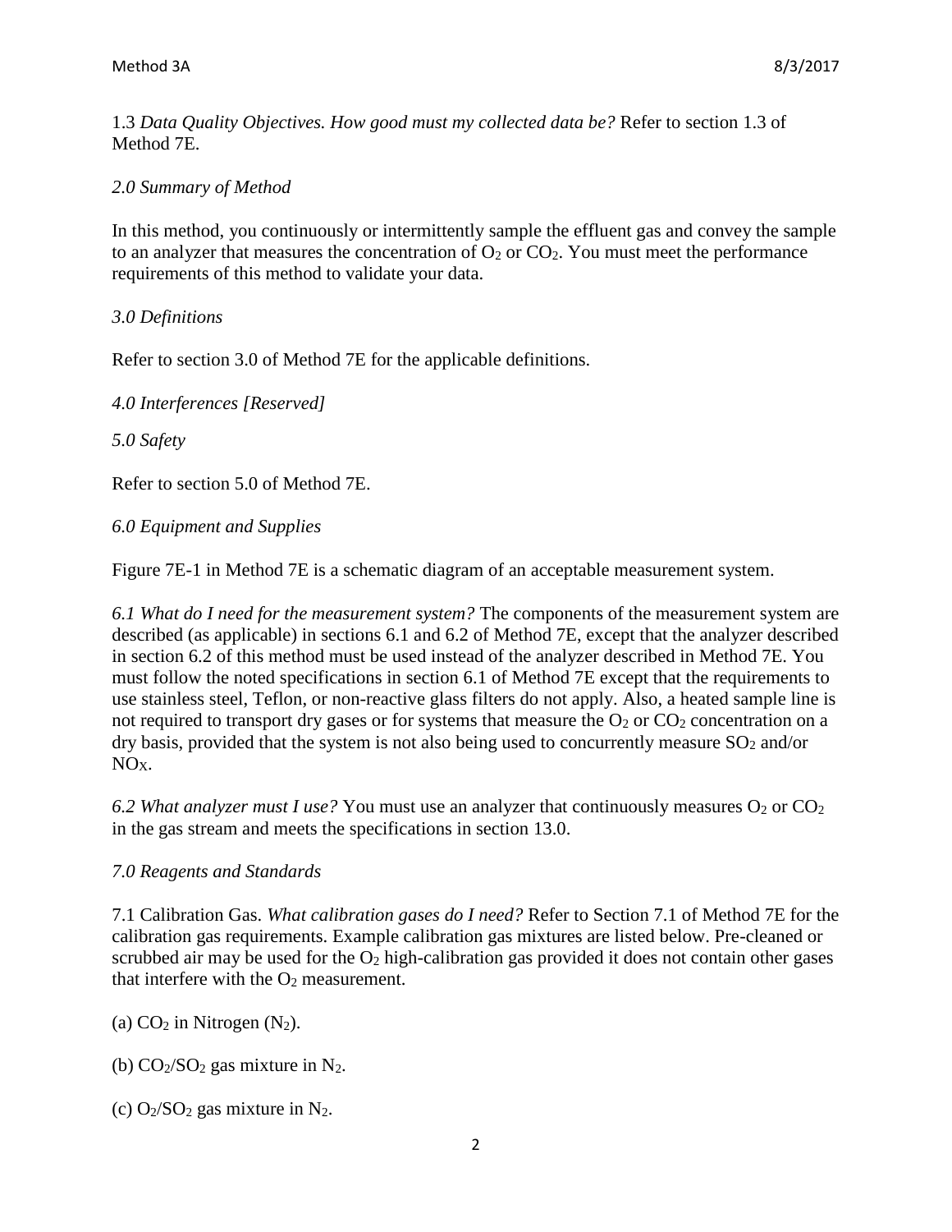1.3 *Data Quality Objectives. How good must my collected data be?* Refer to section 1.3 of Method 7E.

*2.0 Summary of Method*

In this method, you continuously or intermittently sample the effluent gas and convey the sample to an analyzer that measures the concentration of $O_2$ or $CO_2$. You must meet the performance requirements of this method to validate your data.

*3.0 Definitions*

Refer to section 3.0 of Method 7E for the applicable definitions.

*4.0 Interferences [Reserved]*

*5.0 Safety*

Refer to section 5.0 of Method 7E.

*6.0 Equipment and Supplies*

Figure 7E-1 in Method 7E is a schematic diagram of an acceptable measurement system.

*6.1 What do I need for the measurement system?* The components of the measurement system are described (as applicable) in sections 6.1 and 6.2 of Method 7E, except that the analyzer described in section 6.2 of this method must be used instead of the analyzer described in Method 7E. You must follow the noted specifications in section 6.1 of Method 7E except that the requirements to use stainless steel, Teflon, or non-reactive glass filters do not apply. Also, a heated sample line is not required to transport dry gases or for systems that measure the $O_2$ or $CO_2$ concentration on a dry basis, provided that the system is not also being used to concurrently measure $SO_2$ and/or $NO_X$.

*6.2 What analyzer must I use?* You must use an analyzer that continuously measures $O_2$ or $CO_2$ in the gas stream and meets the specifications in section 13.0.

*7.0 Reagents and Standards*

7.1 Calibration Gas. *What calibration gases do I need?* Refer to Section 7.1 of Method 7E for the calibration gas requirements. Example calibration gas mixtures are listed below. Pre-cleaned or scrubbed air may be used for the $O_2$ high-calibration gas provided it does not contain other gases that interfere with the $O_2$ measurement.

(a) $CO_2$ in Nitrogen ($N_2$).

(b) $CO_2$/$SO_2$ gas mixture in $N_2$.

(c) $O_2$/$SO_2$ gas mixture in $N_2$.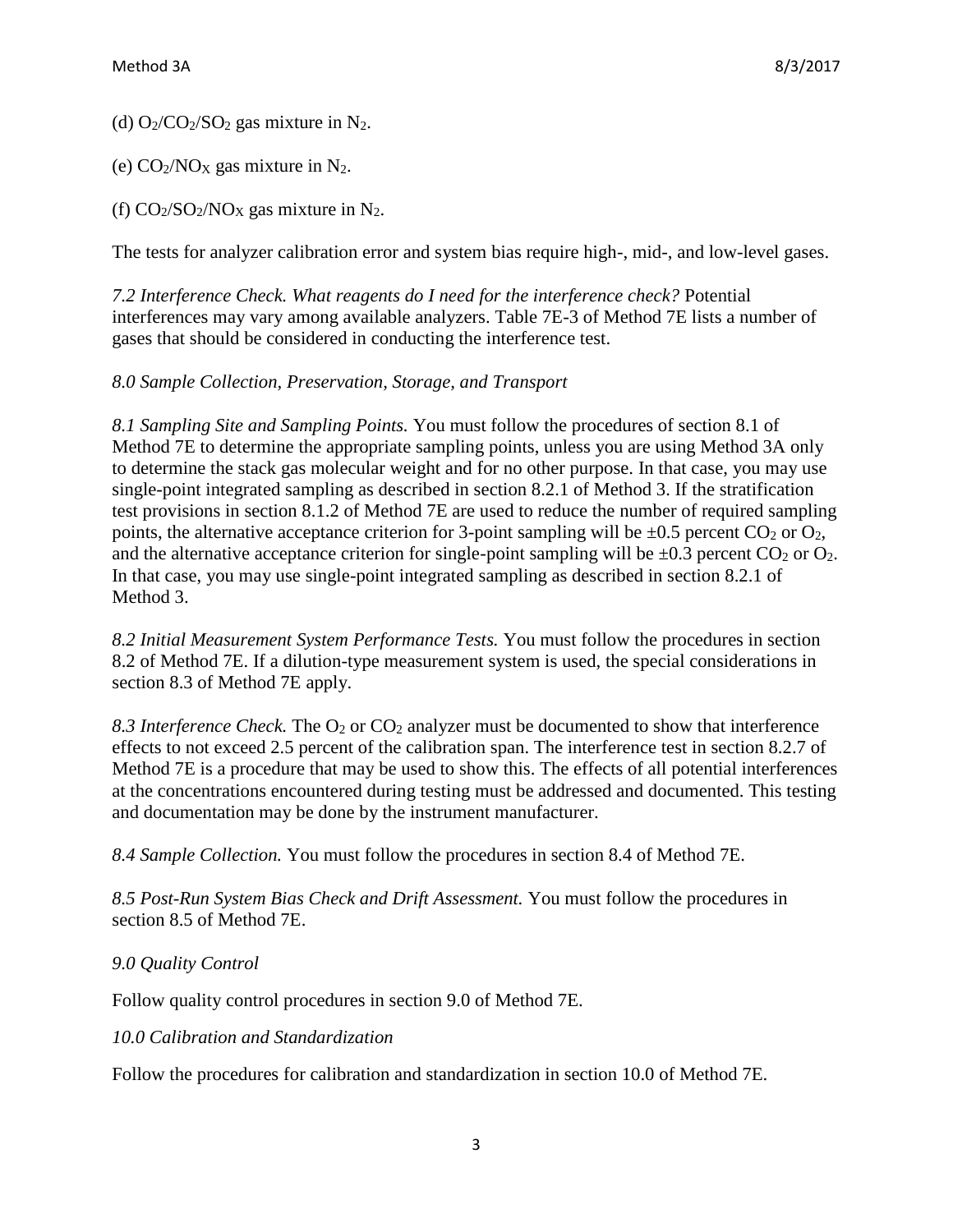(d) $O_2/CO_2/SO_2$ gas mixture in $N_2$.

(e) $CO_2/NO_X$ gas mixture in $N_2$.

(f) $CO_2/SO_2/NO_X$ gas mixture in $N_2$.

The tests for analyzer calibration error and system bias require high-, mid-, and low-level gases.

*7.2 Interference Check. What reagents do I need for the interference check?* Potential interferences may vary among available analyzers. Table 7E-3 of Method 7E lists a number of gases that should be considered in conducting the interference test.

*8.0 Sample Collection, Preservation, Storage, and Transport*

*8.1 Sampling Site and Sampling Points.* You must follow the procedures of section 8.1 of Method 7E to determine the appropriate sampling points, unless you are using Method 3A only to determine the stack gas molecular weight and for no other purpose. In that case, you may use single-point integrated sampling as described in section 8.2.1 of Method 3. If the stratification test provisions in section 8.1.2 of Method 7E are used to reduce the number of required sampling points, the alternative acceptance criterion for 3-point sampling will be ±0.5 percent $CO_2$ or $O_2$, and the alternative acceptance criterion for single-point sampling will be ±0.3 percent $CO_2$ or $O_2$. In that case, you may use single-point integrated sampling as described in section 8.2.1 of Method 3.

*8.2 Initial Measurement System Performance Tests.* You must follow the procedures in section 8.2 of Method 7E. If a dilution-type measurement system is used, the special considerations in section 8.3 of Method 7E apply.

*8.3 Interference Check.* The $O_2$ or $CO_2$ analyzer must be documented to show that interference effects to not exceed 2.5 percent of the calibration span. The interference test in section 8.2.7 of Method 7E is a procedure that may be used to show this. The effects of all potential interferences at the concentrations encountered during testing must be addressed and documented. This testing and documentation may be done by the instrument manufacturer.

*8.4 Sample Collection.* You must follow the procedures in section 8.4 of Method 7E.

*8.5 Post-Run System Bias Check and Drift Assessment.* You must follow the procedures in section 8.5 of Method 7E.

*9.0 Quality Control*

Follow quality control procedures in section 9.0 of Method 7E.

*10.0 Calibration and Standardization*

Follow the procedures for calibration and standardization in section 10.0 of Method 7E.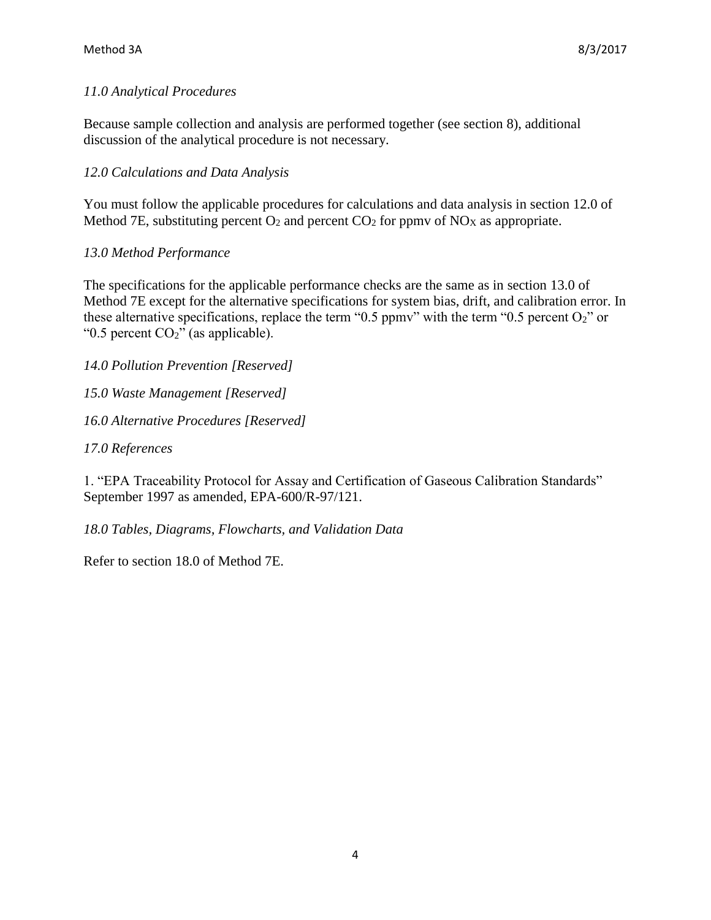*11.0 Analytical Procedures*

Because sample collection and analysis are performed together (see section 8), additional discussion of the analytical procedure is not necessary.

*12.0 Calculations and Data Analysis*

You must follow the applicable procedures for calculations and data analysis in section 12.0 of Method 7E, substituting percent $O_2$ and percent $CO_2$ for ppmv of $NO_X$ as appropriate.

*13.0 Method Performance*

The specifications for the applicable performance checks are the same as in section 13.0 of Method 7E except for the alternative specifications for system bias, drift, and calibration error. In these alternative specifications, replace the term "0.5 ppmv" with the term "0.5 percent $O_2$" or "0.5 percent $CO_2$" (as applicable).

*14.0 Pollution Prevention [Reserved]*

*15.0 Waste Management [Reserved]*

*16.0 Alternative Procedures [Reserved]*

*17.0 References*

1. "EPA Traceability Protocol for Assay and Certification of Gaseous Calibration Standards" September 1997 as amended, EPA-600/R-97/121.

*18.0 Tables, Diagrams, Flowcharts, and Validation Data*

Refer to section 18.0 of Method 7E.